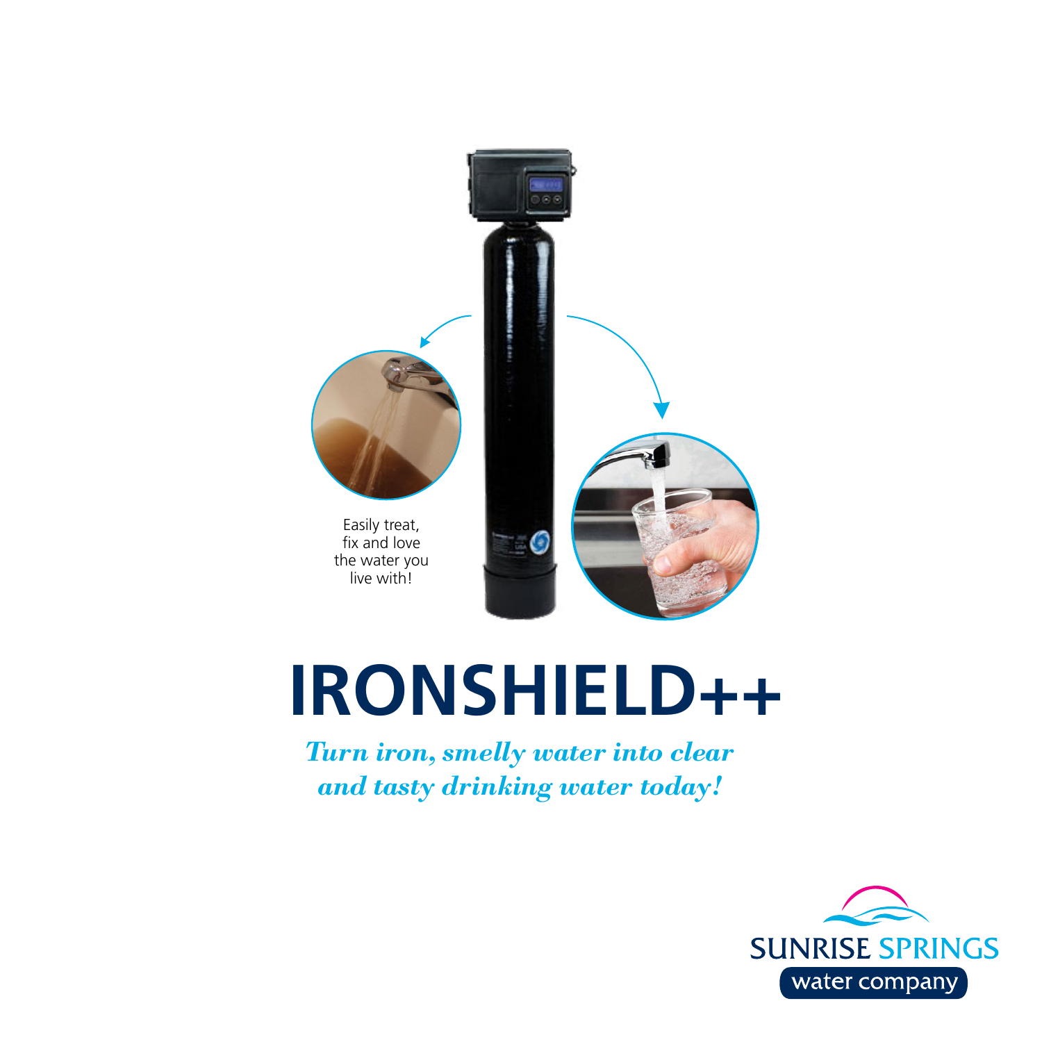Easily treat, fix and love the water you live with!

# IRONSHIELD++

***Turn iron, smelly water into clear and tasty drinking water today!***

SUNRISE SPRINGS water company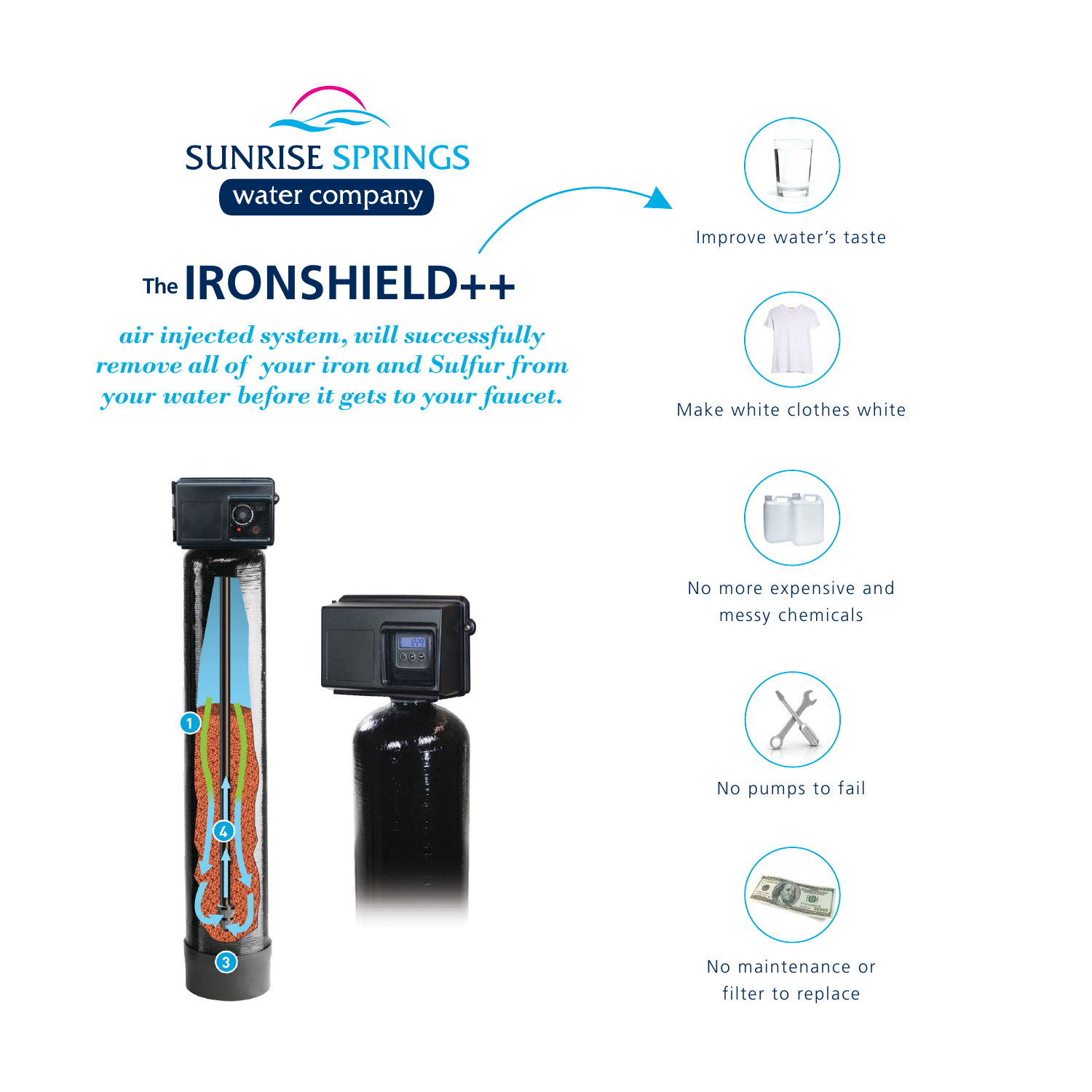SUNRISE SPRINGS

water company

# The IRONSHIELD++

***air injected system, will successfully remove all of your iron and Sulfur from your water before it gets to your faucet.***

Improve water's taste

Make white clothes white

No more expensive and messy chemicals

No pumps to fail

No maintenance or filter to replace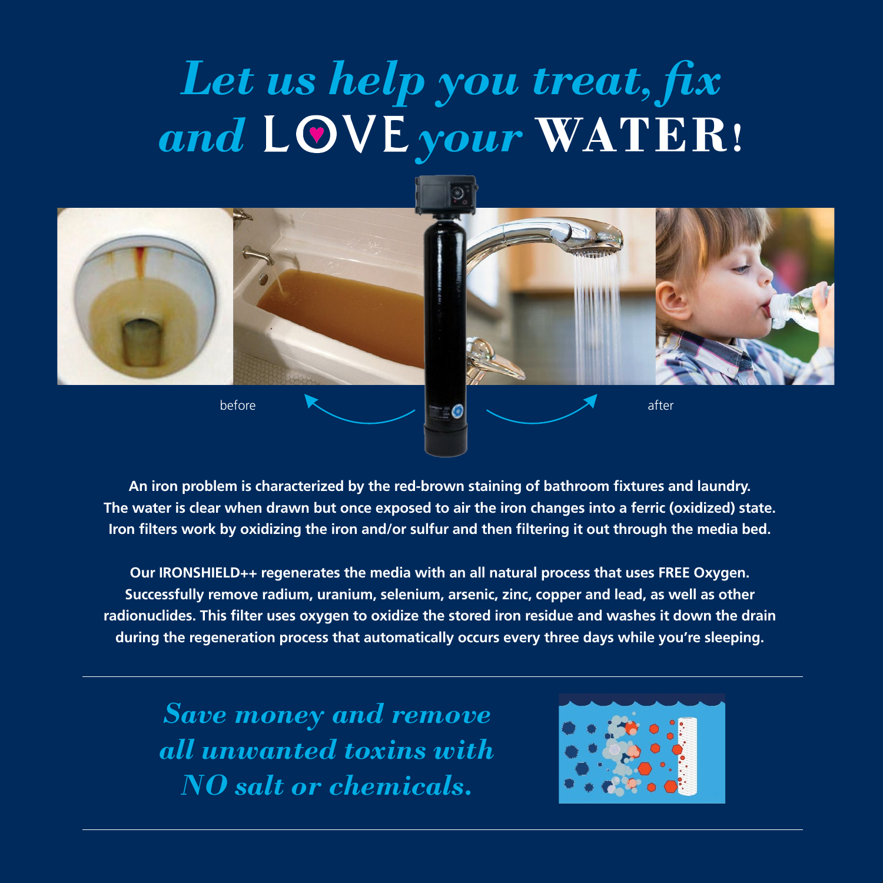# *Let us help you treat, fix and* LOVE *your* WATER!

before

after

**An iron problem is characterized by the red-brown staining of bathroom fixtures and laundry. The water is clear when drawn but once exposed to air the iron changes into a ferric (oxidized) state. Iron filters work by oxidizing the iron and/or sulfur and then filtering it out through the media bed.**

**Our IRONSHIELD++ regenerates the media with an all natural process that uses FREE Oxygen. Successfully remove radium, uranium, selenium, arsenic, zinc, copper and lead, as well as other radionuclides. This filter uses oxygen to oxidize the stored iron residue and washes it down the drain during the regeneration process that automatically occurs every three days while you're sleeping.**

---

***Save money and remove all unwanted toxins with NO salt or chemicals.***

---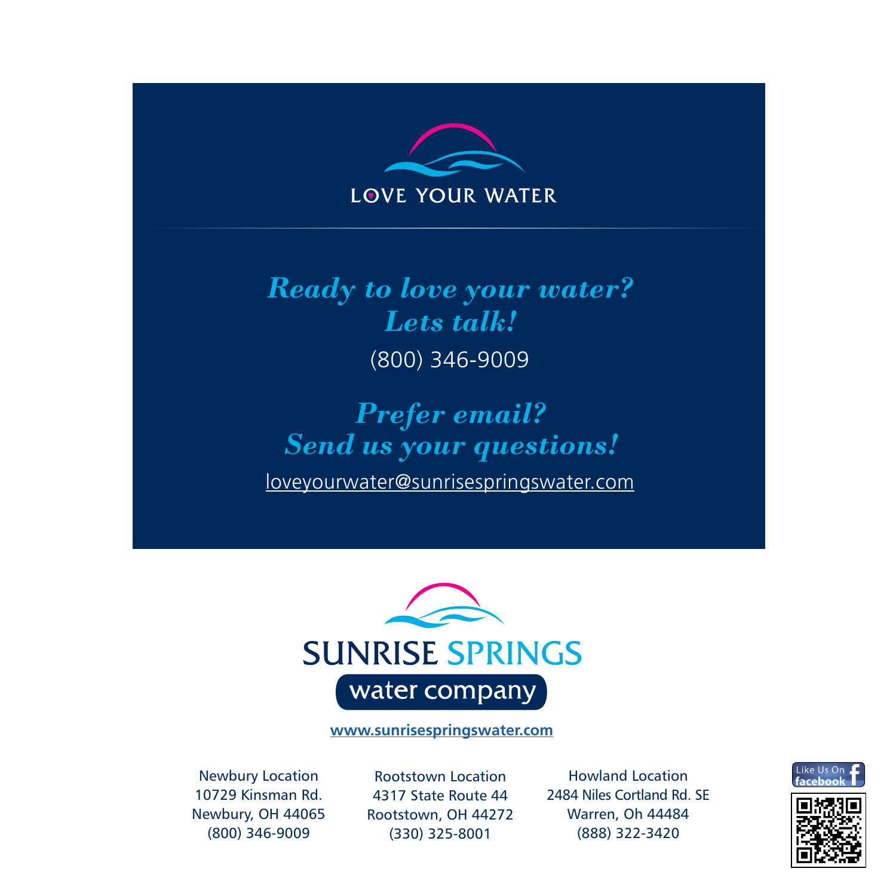LOVE YOUR WATER

***Ready to love your water?***
***Lets talk!***

(800) 346-9009

***Prefer email?***
***Send us your questions!***

loveyourwater@sunrisespringswater.com

SUNRISE SPRINGS
water company

**www.sunrisespringswater.com**

Newbury Location
10729 Kinsman Rd.
Newbury, OH 44065
(800) 346-9009

Rootstown Location
4317 State Route 44
Rootstown, OH 44272
(330) 325-8001

Howland Location
2484 Niles Cortland Rd. SE
Warren, Oh 44484
(888) 322-3420

Like Us On facebook